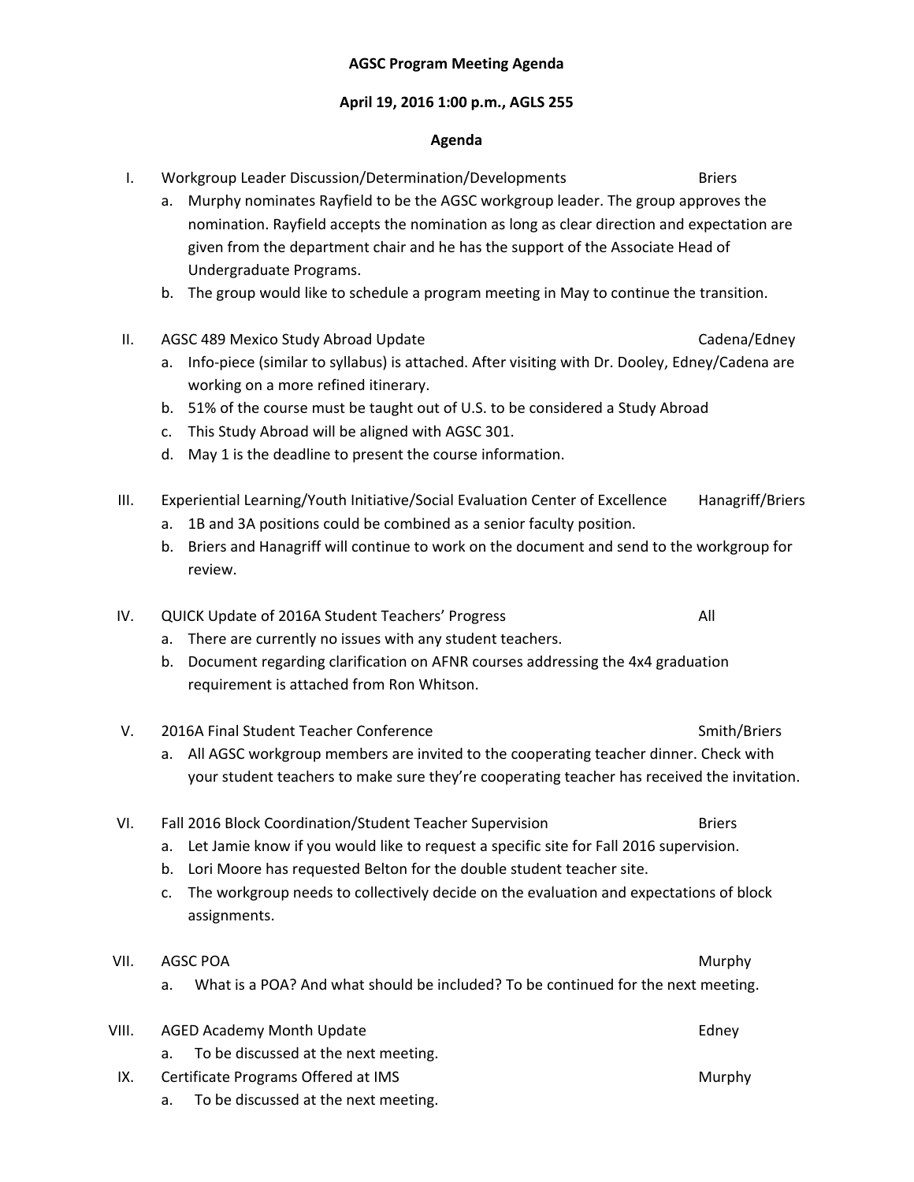**AGSC Program Meeting Agenda**

**April 19, 2016 1:00 p.m., AGLS 255**

**Agenda**

I. Workgroup Leader Discussion/Determination/Developments — Briers
   a. Murphy nominates Rayfield to be the AGSC workgroup leader. The group approves the nomination. Rayfield accepts the nomination as long as clear direction and expectation are given from the department chair and he has the support of the Associate Head of Undergraduate Programs.
   b. The group would like to schedule a program meeting in May to continue the transition.

II. AGSC 489 Mexico Study Abroad Update — Cadena/Edney
   a. Info-piece (similar to syllabus) is attached. After visiting with Dr. Dooley, Edney/Cadena are working on a more refined itinerary.
   b. 51% of the course must be taught out of U.S. to be considered a Study Abroad
   c. This Study Abroad will be aligned with AGSC 301.
   d. May 1 is the deadline to present the course information.

III. Experiential Learning/Youth Initiative/Social Evaluation Center of Excellence — Hanagriff/Briers
   a. 1B and 3A positions could be combined as a senior faculty position.
   b. Briers and Hanagriff will continue to work on the document and send to the workgroup for review.

IV. QUICK Update of 2016A Student Teachers' Progress — All
   a. There are currently no issues with any student teachers.
   b. Document regarding clarification on AFNR courses addressing the 4x4 graduation requirement is attached from Ron Whitson.

V. 2016A Final Student Teacher Conference — Smith/Briers
   a. All AGSC workgroup members are invited to the cooperating teacher dinner. Check with your student teachers to make sure they're cooperating teacher has received the invitation.

VI. Fall 2016 Block Coordination/Student Teacher Supervision — Briers
   a. Let Jamie know if you would like to request a specific site for Fall 2016 supervision.
   b. Lori Moore has requested Belton for the double student teacher site.
   c. The workgroup needs to collectively decide on the evaluation and expectations of block assignments.

VII. AGSC POA — Murphy
   a. What is a POA? And what should be included? To be continued for the next meeting.

VIII. AGED Academy Month Update — Edney
   a. To be discussed at the next meeting.

IX. Certificate Programs Offered at IMS — Murphy
   a. To be discussed at the next meeting.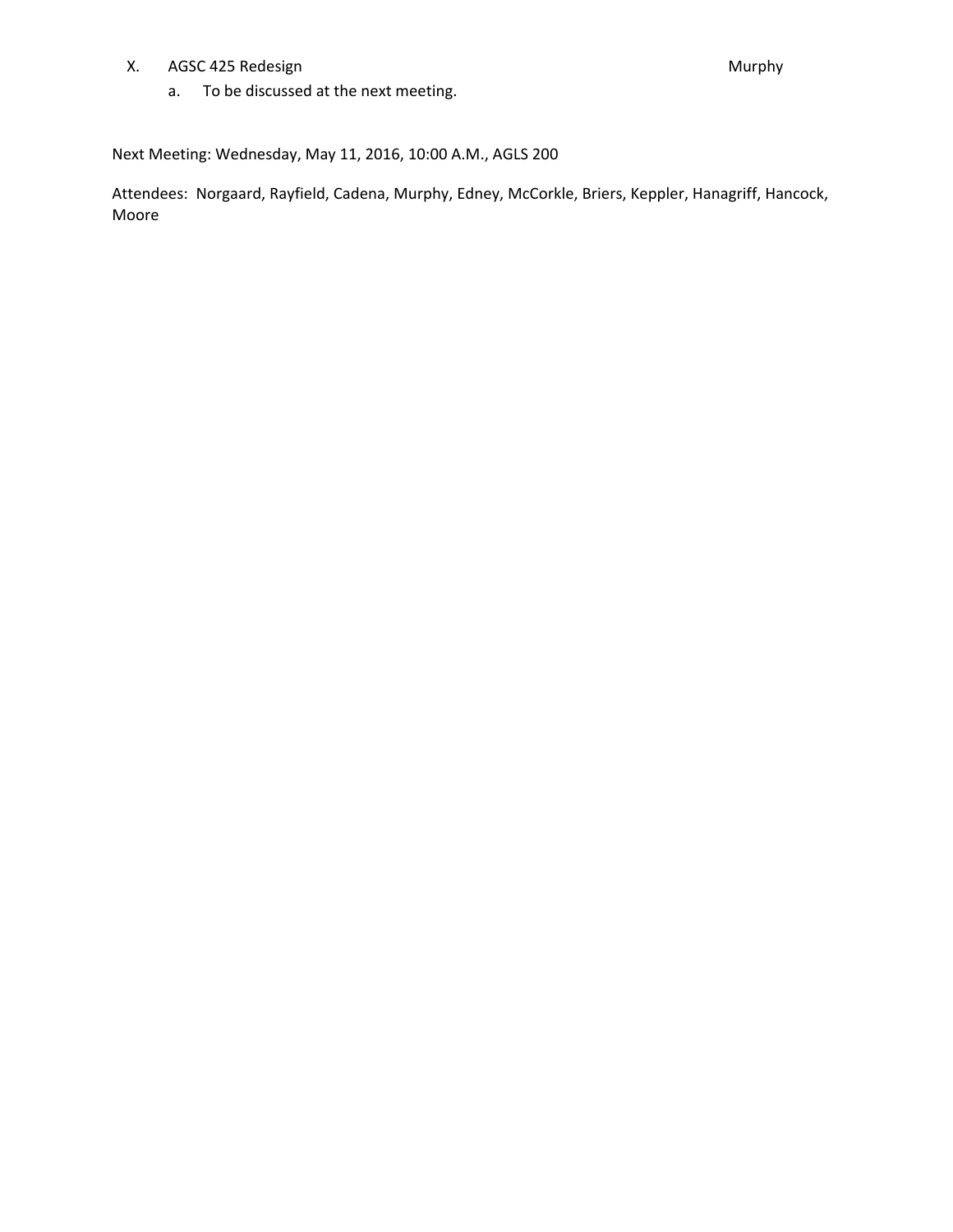X. AGSC 425 Redesign — Murphy

  a. To be discussed at the next meeting.

Next Meeting: Wednesday, May 11, 2016, 10:00 A.M., AGLS 200

Attendees: Norgaard, Rayfield, Cadena, Murphy, Edney, McCorkle, Briers, Keppler, Hanagriff, Hancock, Moore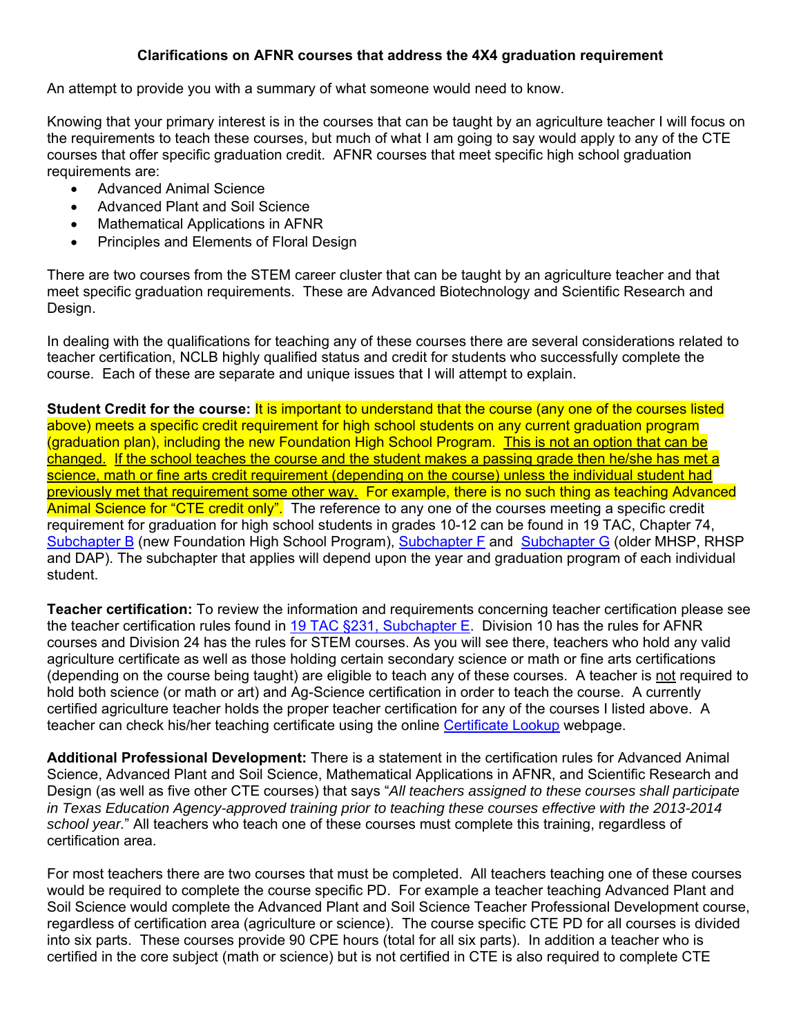**Clarifications on AFNR courses that address the 4X4 graduation requirement**

An attempt to provide you with a summary of what someone would need to know.

Knowing that your primary interest is in the courses that can be taught by an agriculture teacher I will focus on the requirements to teach these courses, but much of what I am going to say would apply to any of the CTE courses that offer specific graduation credit. AFNR courses that meet specific high school graduation requirements are:

- Advanced Animal Science
- Advanced Plant and Soil Science
- Mathematical Applications in AFNR
- Principles and Elements of Floral Design

There are two courses from the STEM career cluster that can be taught by an agriculture teacher and that meet specific graduation requirements. These are Advanced Biotechnology and Scientific Research and Design.

In dealing with the qualifications for teaching any of these courses there are several considerations related to teacher certification, NCLB highly qualified status and credit for students who successfully complete the course. Each of these are separate and unique issues that I will attempt to explain.

**Student Credit for the course:** It is important to understand that the course (any one of the courses listed above) meets a specific credit requirement for high school students on any current graduation program (graduation plan), including the new Foundation High School Program. This is not an option that can be changed. If the school teaches the course and the student makes a passing grade then he/she has met a science, math or fine arts credit requirement (depending on the course) unless the individual student had previously met that requirement some other way. For example, there is no such thing as teaching Advanced Animal Science for "CTE credit only". The reference to any one of the courses meeting a specific credit requirement for graduation for high school students in grades 10-12 can be found in 19 TAC, Chapter 74, Subchapter B (new Foundation High School Program), Subchapter F and Subchapter G (older MHSP, RHSP and DAP). The subchapter that applies will depend upon the year and graduation program of each individual student.

**Teacher certification:** To review the information and requirements concerning teacher certification please see the teacher certification rules found in 19 TAC §231, Subchapter E. Division 10 has the rules for AFNR courses and Division 24 has the rules for STEM courses. As you will see there, teachers who hold any valid agriculture certificate as well as those holding certain secondary science or math or fine arts certifications (depending on the course being taught) are eligible to teach any of these courses. A teacher is not required to hold both science (or math or art) and Ag-Science certification in order to teach the course. A currently certified agriculture teacher holds the proper teacher certification for any of the courses I listed above. A teacher can check his/her teaching certificate using the online Certificate Lookup webpage.

**Additional Professional Development:** There is a statement in the certification rules for Advanced Animal Science, Advanced Plant and Soil Science, Mathematical Applications in AFNR, and Scientific Research and Design (as well as five other CTE courses) that says "*All teachers assigned to these courses shall participate in Texas Education Agency-approved training prior to teaching these courses effective with the 2013-2014 school year.*" All teachers who teach one of these courses must complete this training, regardless of certification area.

For most teachers there are two courses that must be completed. All teachers teaching one of these courses would be required to complete the course specific PD. For example a teacher teaching Advanced Plant and Soil Science would complete the Advanced Plant and Soil Science Teacher Professional Development course, regardless of certification area (agriculture or science). The course specific CTE PD for all courses is divided into six parts. These courses provide 90 CPE hours (total for all six parts). In addition a teacher who is certified in the core subject (math or science) but is not certified in CTE is also required to complete CTE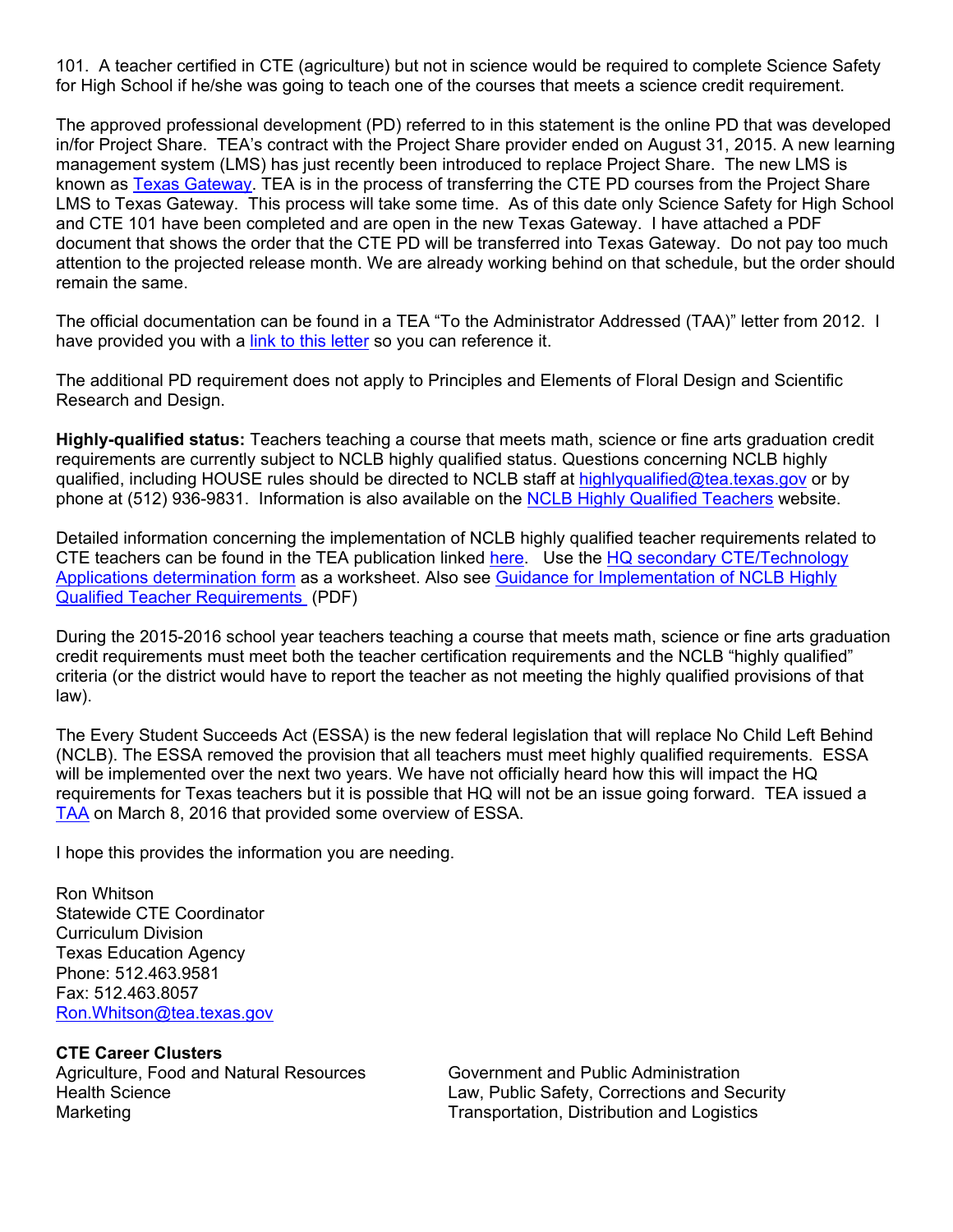101. A teacher certified in CTE (agriculture) but not in science would be required to complete Science Safety for High School if he/she was going to teach one of the courses that meets a science credit requirement.

The approved professional development (PD) referred to in this statement is the online PD that was developed in/for Project Share. TEA's contract with the Project Share provider ended on August 31, 2015. A new learning management system (LMS) has just recently been introduced to replace Project Share. The new LMS is known as Texas Gateway. TEA is in the process of transferring the CTE PD courses from the Project Share LMS to Texas Gateway. This process will take some time. As of this date only Science Safety for High School and CTE 101 have been completed and are open in the new Texas Gateway. I have attached a PDF document that shows the order that the CTE PD will be transferred into Texas Gateway. Do not pay too much attention to the projected release month. We are already working behind on that schedule, but the order should remain the same.

The official documentation can be found in a TEA "To the Administrator Addressed (TAA)" letter from 2012. I have provided you with a link to this letter so you can reference it.

The additional PD requirement does not apply to Principles and Elements of Floral Design and Scientific Research and Design.

**Highly-qualified status:** Teachers teaching a course that meets math, science or fine arts graduation credit requirements are currently subject to NCLB highly qualified status. Questions concerning NCLB highly qualified, including HOUSE rules should be directed to NCLB staff at highlyqualified@tea.texas.gov or by phone at (512) 936-9831. Information is also available on the NCLB Highly Qualified Teachers website.

Detailed information concerning the implementation of NCLB highly qualified teacher requirements related to CTE teachers can be found in the TEA publication linked here. Use the HQ secondary CTE/Technology Applications determination form as a worksheet. Also see Guidance for Implementation of NCLB Highly Qualified Teacher Requirements (PDF)

During the 2015-2016 school year teachers teaching a course that meets math, science or fine arts graduation credit requirements must meet both the teacher certification requirements and the NCLB "highly qualified" criteria (or the district would have to report the teacher as not meeting the highly qualified provisions of that law).

The Every Student Succeeds Act (ESSA) is the new federal legislation that will replace No Child Left Behind (NCLB). The ESSA removed the provision that all teachers must meet highly qualified requirements. ESSA will be implemented over the next two years. We have not officially heard how this will impact the HQ requirements for Texas teachers but it is possible that HQ will not be an issue going forward. TEA issued a TAA on March 8, 2016 that provided some overview of ESSA.

I hope this provides the information you are needing.

Ron Whitson  
Statewide CTE Coordinator  
Curriculum Division  
Texas Education Agency  
Phone: 512.463.9581  
Fax: 512.463.8057  
Ron.Whitson@tea.texas.gov

**CTE Career Clusters**

Agriculture, Food and Natural Resources  
Health Science  
Marketing  
Government and Public Administration  
Law, Public Safety, Corrections and Security  
Transportation, Distribution and Logistics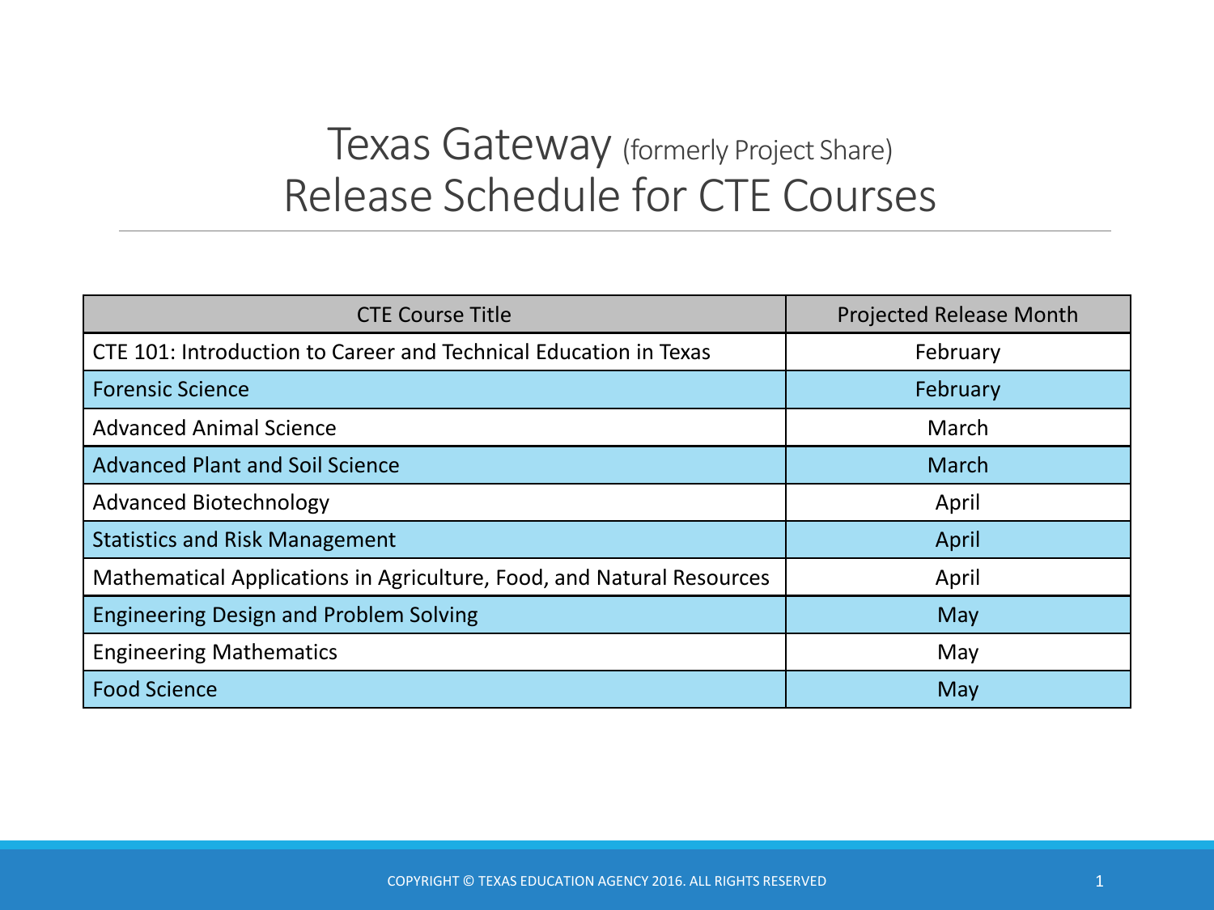# Texas Gateway (formerly Project Share) Release Schedule for CTE Courses

| CTE Course Title | Projected Release Month |
| --- | --- |
| CTE 101: Introduction to Career and Technical Education in Texas | February |
| Forensic Science | February |
| Advanced Animal Science | March |
| Advanced Plant and Soil Science | March |
| Advanced Biotechnology | April |
| Statistics and Risk Management | April |
| Mathematical Applications in Agriculture, Food, and Natural Resources | April |
| Engineering Design and Problem Solving | May |
| Engineering Mathematics | May |
| Food Science | May |

COPYRIGHT © TEXAS EDUCATION AGENCY 2016. ALL RIGHTS RESERVED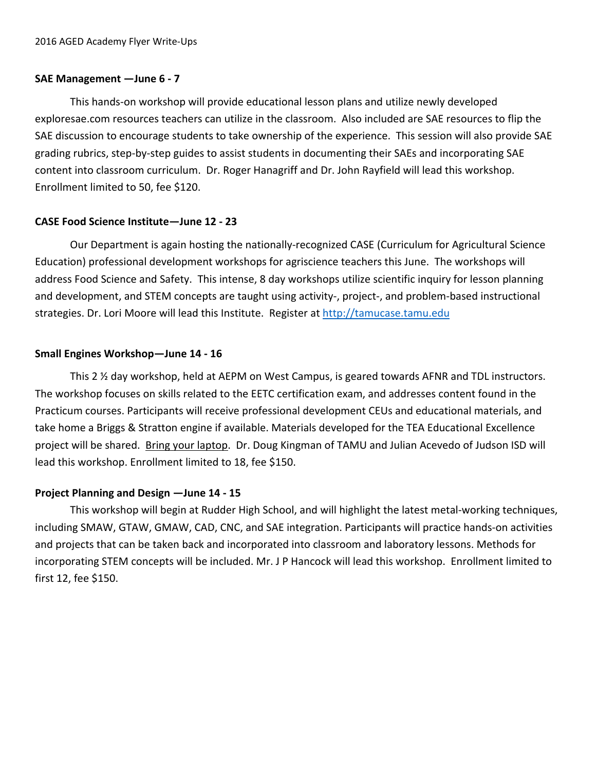2016 AGED Academy Flyer Write-Ups

**SAE Management —June 6 - 7**

This hands-on workshop will provide educational lesson plans and utilize newly developed exploresae.com resources teachers can utilize in the classroom. Also included are SAE resources to flip the SAE discussion to encourage students to take ownership of the experience. This session will also provide SAE grading rubrics, step-by-step guides to assist students in documenting their SAEs and incorporating SAE content into classroom curriculum. Dr. Roger Hanagriff and Dr. John Rayfield will lead this workshop. Enrollment limited to 50, fee $120.

**CASE Food Science Institute—June 12 - 23**

Our Department is again hosting the nationally-recognized CASE (Curriculum for Agricultural Science Education) professional development workshops for agriscience teachers this June. The workshops will address Food Science and Safety. This intense, 8 day workshops utilize scientific inquiry for lesson planning and development, and STEM concepts are taught using activity-, project-, and problem-based instructional strategies. Dr. Lori Moore will lead this Institute. Register at [http://tamucase.tamu.edu](http://tamucase.tamu.edu)

**Small Engines Workshop—June 14 - 16**

This 2 ½ day workshop, held at AEPM on West Campus, is geared towards AFNR and TDL instructors. The workshop focuses on skills related to the EETC certification exam, and addresses content found in the Practicum courses. Participants will receive professional development CEUs and educational materials, and take home a Briggs & Stratton engine if available. Materials developed for the TEA Educational Excellence project will be shared. <u>Bring your laptop</u>. Dr. Doug Kingman of TAMU and Julian Acevedo of Judson ISD will lead this workshop. Enrollment limited to 18, fee $150.

**Project Planning and Design —June 14 - 15**

This workshop will begin at Rudder High School, and will highlight the latest metal-working techniques, including SMAW, GTAW, GMAW, CAD, CNC, and SAE integration. Participants will practice hands-on activities and projects that can be taken back and incorporated into classroom and laboratory lessons. Methods for incorporating STEM concepts will be included. Mr. J P Hancock will lead this workshop. Enrollment limited to first 12, fee $150.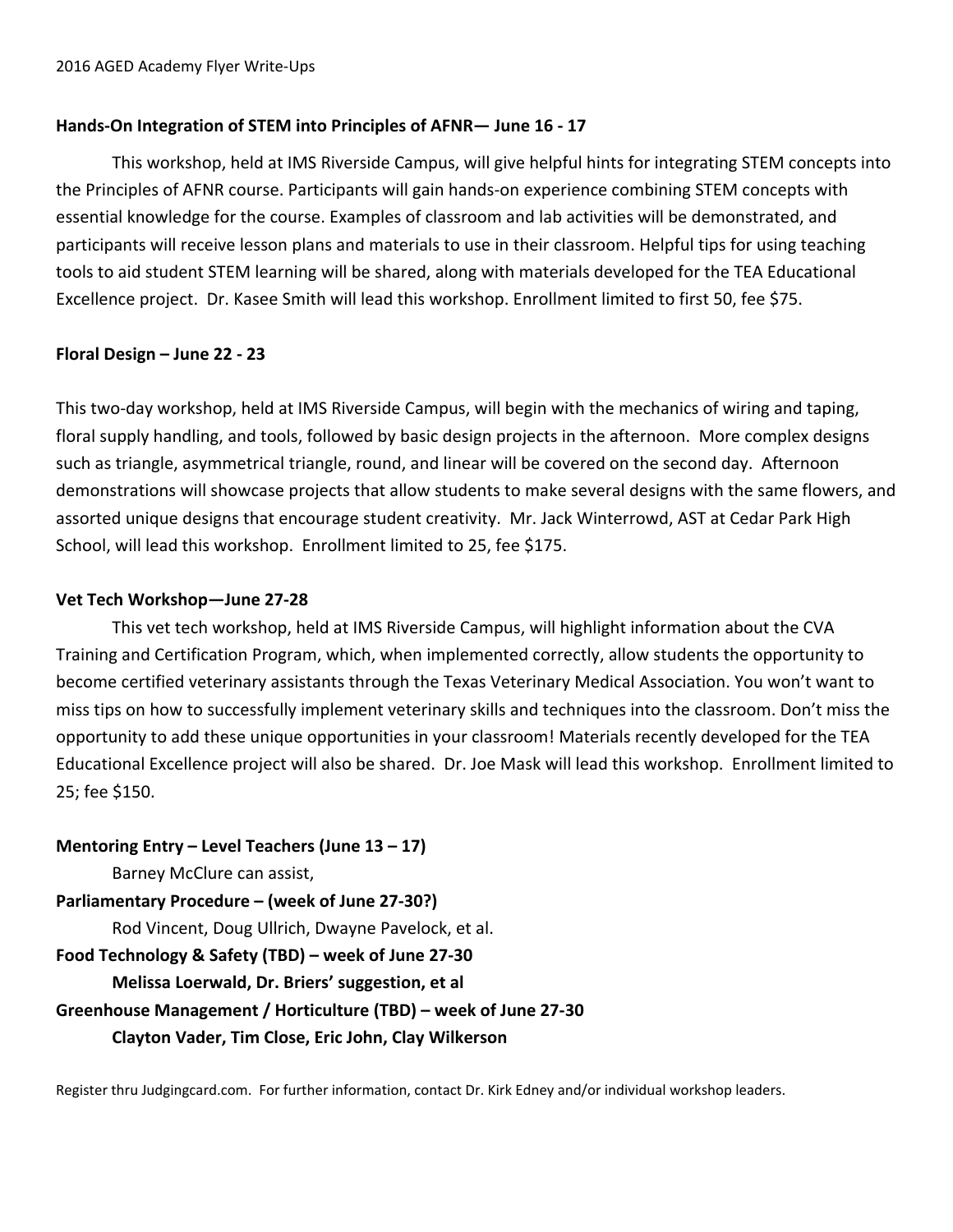2016 AGED Academy Flyer Write-Ups

**Hands-On Integration of STEM into Principles of AFNR— June 16 - 17**

This workshop, held at IMS Riverside Campus, will give helpful hints for integrating STEM concepts into the Principles of AFNR course. Participants will gain hands-on experience combining STEM concepts with essential knowledge for the course. Examples of classroom and lab activities will be demonstrated, and participants will receive lesson plans and materials to use in their classroom. Helpful tips for using teaching tools to aid student STEM learning will be shared, along with materials developed for the TEA Educational Excellence project. Dr. Kasee Smith will lead this workshop. Enrollment limited to first 50, fee $75.

**Floral Design – June 22 - 23**

This two-day workshop, held at IMS Riverside Campus, will begin with the mechanics of wiring and taping, floral supply handling, and tools, followed by basic design projects in the afternoon. More complex designs such as triangle, asymmetrical triangle, round, and linear will be covered on the second day. Afternoon demonstrations will showcase projects that allow students to make several designs with the same flowers, and assorted unique designs that encourage student creativity. Mr. Jack Winterrowd, AST at Cedar Park High School, will lead this workshop. Enrollment limited to 25, fee $175.

**Vet Tech Workshop—June 27-28**

This vet tech workshop, held at IMS Riverside Campus, will highlight information about the CVA Training and Certification Program, which, when implemented correctly, allow students the opportunity to become certified veterinary assistants through the Texas Veterinary Medical Association. You won't want to miss tips on how to successfully implement veterinary skills and techniques into the classroom. Don't miss the opportunity to add these unique opportunities in your classroom! Materials recently developed for the TEA Educational Excellence project will also be shared. Dr. Joe Mask will lead this workshop. Enrollment limited to 25; fee $150.

**Mentoring Entry – Level Teachers (June 13 – 17)**

Barney McClure can assist,

**Parliamentary Procedure – (week of June 27-30?)**

Rod Vincent, Doug Ullrich, Dwayne Pavelock, et al.

**Food Technology & Safety (TBD) – week of June 27-30**

**Melissa Loerwald, Dr. Briers' suggestion, et al**

**Greenhouse Management / Horticulture (TBD) – week of June 27-30**

**Clayton Vader, Tim Close, Eric John, Clay Wilkerson**

Register thru Judgingcard.com. For further information, contact Dr. Kirk Edney and/or individual workshop leaders.